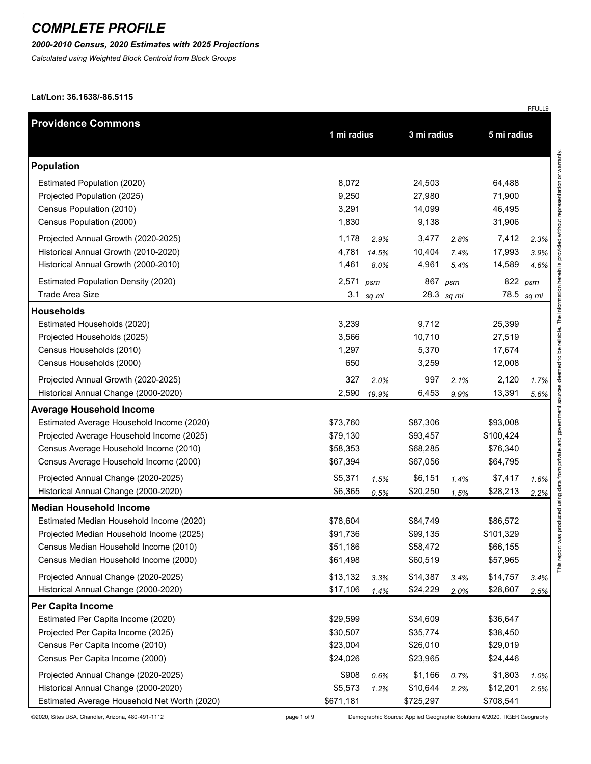# COMPLETE PROFILE

***2000-2010 Census, 2020 Estimates with 2025 Projections***

*Calculated using Weighted Block Centroid from Block Groups*

**Lat/Lon: 36.1638/-86.5115**

RFULL9

| Providence Commons | 1 mi radius | | 3 mi radius | | 5 mi radius | |
|---|---|---|---|---|---|---|
| **Population** | | | | | | |
| Estimated Population (2020) | 8,072 | | 24,503 | | 64,488 | |
| Projected Population (2025) | 9,250 | | 27,980 | | 71,900 | |
| Census Population (2010) | 3,291 | | 14,099 | | 46,495 | |
| Census Population (2000) | 1,830 | | 9,138 | | 31,906 | |
| Projected Annual Growth (2020-2025) | 1,178 | *2.9%* | 3,477 | *2.8%* | 7,412 | *2.3%* |
| Historical Annual Growth (2010-2020) | 4,781 | *14.5%* | 10,404 | *7.4%* | 17,993 | *3.9%* |
| Historical Annual Growth (2000-2010) | 1,461 | *8.0%* | 4,961 | *5.4%* | 14,589 | *4.6%* |
| Estimated Population Density (2020) | 2,571 | *psm* | 867 | *psm* | 822 | *psm* |
| Trade Area Size | 3.1 | *sq mi* | 28.3 | *sq mi* | 78.5 | *sq mi* |
| **Households** | | | | | | |
| Estimated Households (2020) | 3,239 | | 9,712 | | 25,399 | |
| Projected Households (2025) | 3,566 | | 10,710 | | 27,519 | |
| Census Households (2010) | 1,297 | | 5,370 | | 17,674 | |
| Census Households (2000) | 650 | | 3,259 | | 12,008 | |
| Projected Annual Growth (2020-2025) | 327 | *2.0%* | 997 | *2.1%* | 2,120 | *1.7%* |
| Historical Annual Change (2000-2020) | 2,590 | *19.9%* | 6,453 | *9.9%* | 13,391 | *5.6%* |
| **Average Household Income** | | | | | | |
| Estimated Average Household Income (2020) | $73,760 | | $87,306 | | $93,008 | |
| Projected Average Household Income (2025) | $79,130 | | $93,457 | | $100,424 | |
| Census Average Household Income (2010) | $58,353 | | $68,285 | | $76,340 | |
| Census Average Household Income (2000) | $67,394 | | $67,056 | | $64,795 | |
| Projected Annual Change (2020-2025) | $5,371 | *1.5%* | $6,151 | *1.4%* | $7,417 | *1.6%* |
| Historical Annual Change (2000-2020) | $6,365 | *0.5%* | $20,250 | *1.5%* | $28,213 | *2.2%* |
| **Median Household Income** | | | | | | |
| Estimated Median Household Income (2020) | $78,604 | | $84,749 | | $86,572 | |
| Projected Median Household Income (2025) | $91,736 | | $99,135 | | $101,329 | |
| Census Median Household Income (2010) | $51,186 | | $58,472 | | $66,155 | |
| Census Median Household Income (2000) | $61,498 | | $60,519 | | $57,965 | |
| Projected Annual Change (2020-2025) | $13,132 | *3.3%* | $14,387 | *3.4%* | $14,757 | *3.4%* |
| Historical Annual Change (2000-2020) | $17,106 | *1.4%* | $24,229 | *2.0%* | $28,607 | *2.5%* |
| **Per Capita Income** | | | | | | |
| Estimated Per Capita Income (2020) | $29,599 | | $34,609 | | $36,647 | |
| Projected Per Capita Income (2025) | $30,507 | | $35,774 | | $38,450 | |
| Census Per Capita Income (2010) | $23,004 | | $26,010 | | $29,019 | |
| Census Per Capita Income (2000) | $24,026 | | $23,965 | | $24,446 | |
| Projected Annual Change (2020-2025) | $908 | *0.6%* | $1,166 | *0.7%* | $1,803 | *1.0%* |
| Historical Annual Change (2000-2020) | $5,573 | *1.2%* | $10,644 | *2.2%* | $12,201 | *2.5%* |
| Estimated Average Household Net Worth (2020) | $671,181 | | $725,297 | | $708,541 | |

This report was produced using data from private and government sources deemed to be reliable. The information herein is provided without representation or warranty.

©2020, Sites USA, Chandler, Arizona, 480-491-1112

Demographic Source: Applied Geographic Solutions 4/2020, TIGER Geography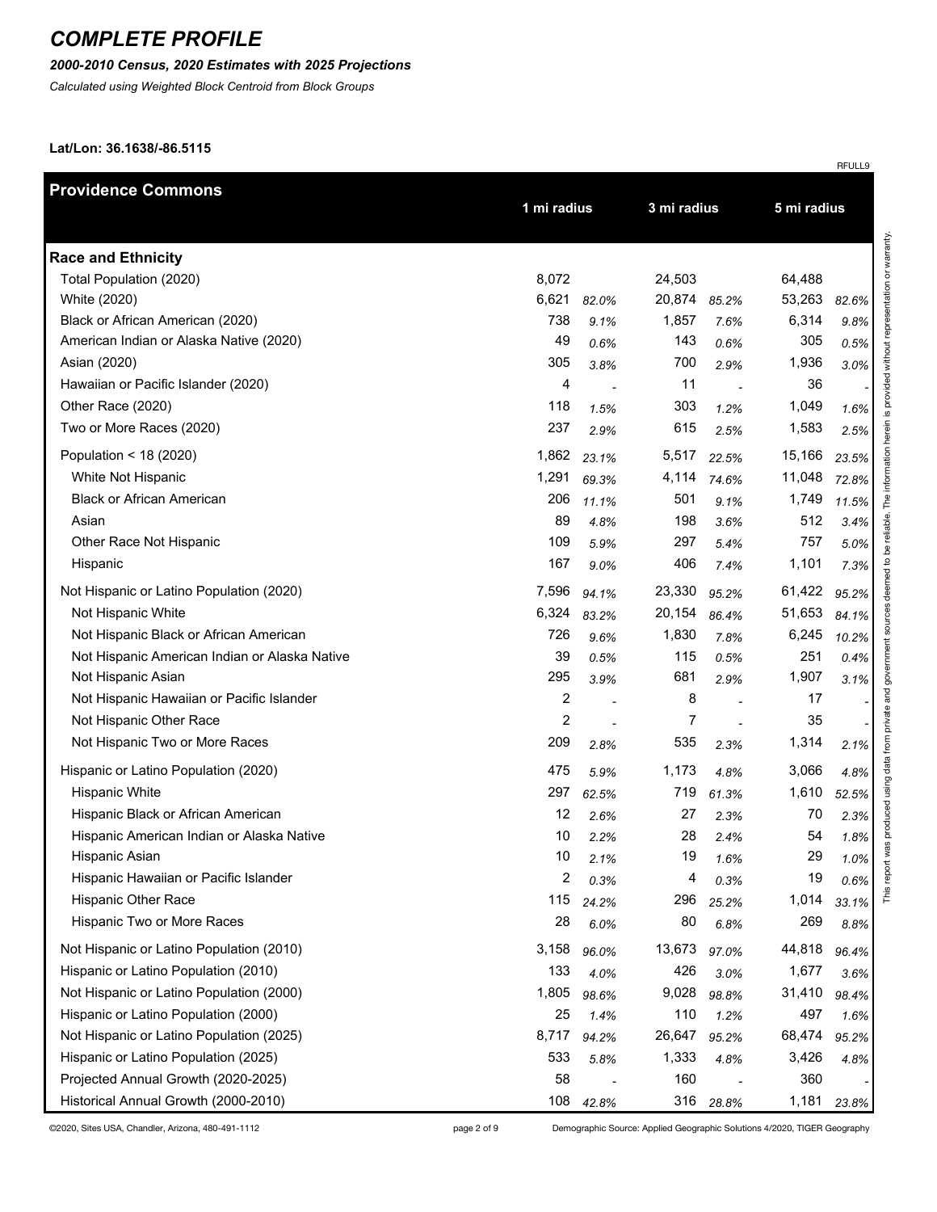# COMPLETE PROFILE

***2000-2010 Census, 2020 Estimates with 2025 Projections***

*Calculated using Weighted Block Centroid from Block Groups*

**Lat/Lon: 36.1638/-86.5115**

RFULL9

| Providence Commons | 1 mi radius | | 3 mi radius | | 5 mi radius | |
|---|---|---|---|---|---|---|
| **Race and Ethnicity** | | | | | | |
| Total Population (2020) | 8,072 | | 24,503 | | 64,488 | |
| White (2020) | 6,621 | *82.0%* | 20,874 | *85.2%* | 53,263 | *82.6%* |
| Black or African American (2020) | 738 | *9.1%* | 1,857 | *7.6%* | 6,314 | *9.8%* |
| American Indian or Alaska Native (2020) | 49 | *0.6%* | 143 | *0.6%* | 305 | *0.5%* |
| Asian (2020) | 305 | *3.8%* | 700 | *2.9%* | 1,936 | *3.0%* |
| Hawaiian or Pacific Islander (2020) | 4 | - | 11 | - | 36 | - |
| Other Race (2020) | 118 | *1.5%* | 303 | *1.2%* | 1,049 | *1.6%* |
| Two or More Races (2020) | 237 | *2.9%* | 615 | *2.5%* | 1,583 | *2.5%* |
| Population < 18 (2020) | 1,862 | *23.1%* | 5,517 | *22.5%* | 15,166 | *23.5%* |
| White Not Hispanic | 1,291 | *69.3%* | 4,114 | *74.6%* | 11,048 | *72.8%* |
| Black or African American | 206 | *11.1%* | 501 | *9.1%* | 1,749 | *11.5%* |
| Asian | 89 | *4.8%* | 198 | *3.6%* | 512 | *3.4%* |
| Other Race Not Hispanic | 109 | *5.9%* | 297 | *5.4%* | 757 | *5.0%* |
| Hispanic | 167 | *9.0%* | 406 | *7.4%* | 1,101 | *7.3%* |
| Not Hispanic or Latino Population (2020) | 7,596 | *94.1%* | 23,330 | *95.2%* | 61,422 | *95.2%* |
| Not Hispanic White | 6,324 | *83.2%* | 20,154 | *86.4%* | 51,653 | *84.1%* |
| Not Hispanic Black or African American | 726 | *9.6%* | 1,830 | *7.8%* | 6,245 | *10.2%* |
| Not Hispanic American Indian or Alaska Native | 39 | *0.5%* | 115 | *0.5%* | 251 | *0.4%* |
| Not Hispanic Asian | 295 | *3.9%* | 681 | *2.9%* | 1,907 | *3.1%* |
| Not Hispanic Hawaiian or Pacific Islander | 2 | - | 8 | - | 17 | - |
| Not Hispanic Other Race | 2 | - | 7 | - | 35 | - |
| Not Hispanic Two or More Races | 209 | *2.8%* | 535 | *2.3%* | 1,314 | *2.1%* |
| Hispanic or Latino Population (2020) | 475 | *5.9%* | 1,173 | *4.8%* | 3,066 | *4.8%* |
| Hispanic White | 297 | *62.5%* | 719 | *61.3%* | 1,610 | *52.5%* |
| Hispanic Black or African American | 12 | *2.6%* | 27 | *2.3%* | 70 | *2.3%* |
| Hispanic American Indian or Alaska Native | 10 | *2.2%* | 28 | *2.4%* | 54 | *1.8%* |
| Hispanic Asian | 10 | *2.1%* | 19 | *1.6%* | 29 | *1.0%* |
| Hispanic Hawaiian or Pacific Islander | 2 | *0.3%* | 4 | *0.3%* | 19 | *0.6%* |
| Hispanic Other Race | 115 | *24.2%* | 296 | *25.2%* | 1,014 | *33.1%* |
| Hispanic Two or More Races | 28 | *6.0%* | 80 | *6.8%* | 269 | *8.8%* |
| Not Hispanic or Latino Population (2010) | 3,158 | *96.0%* | 13,673 | *97.0%* | 44,818 | *96.4%* |
| Hispanic or Latino Population (2010) | 133 | *4.0%* | 426 | *3.0%* | 1,677 | *3.6%* |
| Not Hispanic or Latino Population (2000) | 1,805 | *98.6%* | 9,028 | *98.8%* | 31,410 | *98.4%* |
| Hispanic or Latino Population (2000) | 25 | *1.4%* | 110 | *1.2%* | 497 | *1.6%* |
| Not Hispanic or Latino Population (2025) | 8,717 | *94.2%* | 26,647 | *95.2%* | 68,474 | *95.2%* |
| Hispanic or Latino Population (2025) | 533 | *5.8%* | 1,333 | *4.8%* | 3,426 | *4.8%* |
| Projected Annual Growth (2020-2025) | 58 | - | 160 | - | 360 | - |
| Historical Annual Growth (2000-2010) | 108 | *42.8%* | 316 | *28.8%* | 1,181 | *23.8%* |

This report was produced using data from private and government sources deemed to be reliable. The information herein is provided without representation or warranty.

©2020, Sites USA, Chandler, Arizona, 480-491-1112

Demographic Source: Applied Geographic Solutions 4/2020, TIGER Geography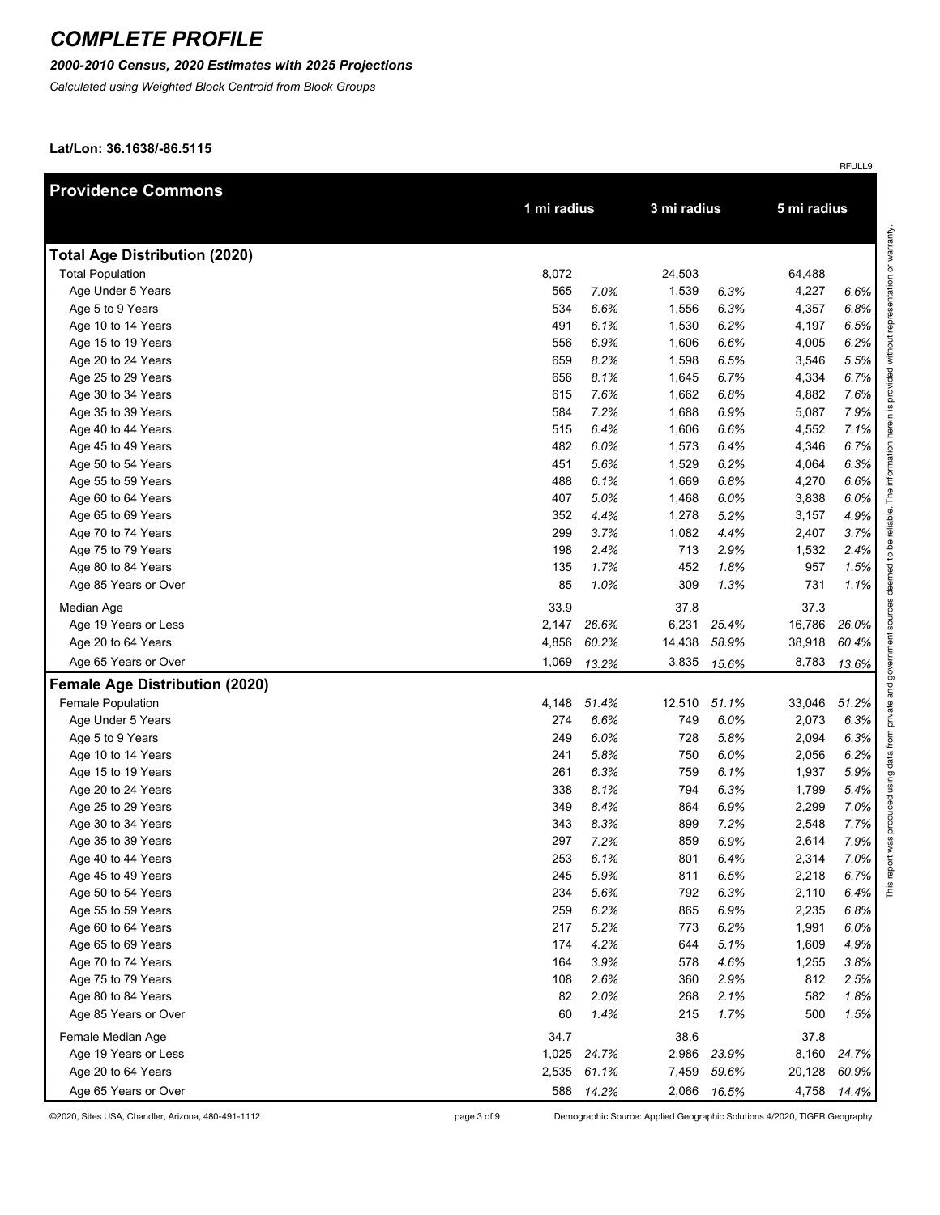# COMPLETE PROFILE

***2000-2010 Census, 2020 Estimates with 2025 Projections***

*Calculated using Weighted Block Centroid from Block Groups*

**Lat/Lon: 36.1638/-86.5115**

RFULL9

| Providence Commons | 1 mi radius | | 3 mi radius | | 5 mi radius | |
|---|---|---|---|---|---|---|
| **Total Age Distribution (2020)** | | | | | | |
| Total Population | 8,072 | | 24,503 | | 64,488 | |
| Age Under 5 Years | 565 | *7.0%* | 1,539 | *6.3%* | 4,227 | *6.6%* |
| Age 5 to 9 Years | 534 | *6.6%* | 1,556 | *6.3%* | 4,357 | *6.8%* |
| Age 10 to 14 Years | 491 | *6.1%* | 1,530 | *6.2%* | 4,197 | *6.5%* |
| Age 15 to 19 Years | 556 | *6.9%* | 1,606 | *6.6%* | 4,005 | *6.2%* |
| Age 20 to 24 Years | 659 | *8.2%* | 1,598 | *6.5%* | 3,546 | *5.5%* |
| Age 25 to 29 Years | 656 | *8.1%* | 1,645 | *6.7%* | 4,334 | *6.7%* |
| Age 30 to 34 Years | 615 | *7.6%* | 1,662 | *6.8%* | 4,882 | *7.6%* |
| Age 35 to 39 Years | 584 | *7.2%* | 1,688 | *6.9%* | 5,087 | *7.9%* |
| Age 40 to 44 Years | 515 | *6.4%* | 1,606 | *6.6%* | 4,552 | *7.1%* |
| Age 45 to 49 Years | 482 | *6.0%* | 1,573 | *6.4%* | 4,346 | *6.7%* |
| Age 50 to 54 Years | 451 | *5.6%* | 1,529 | *6.2%* | 4,064 | *6.3%* |
| Age 55 to 59 Years | 488 | *6.1%* | 1,669 | *6.8%* | 4,270 | *6.6%* |
| Age 60 to 64 Years | 407 | *5.0%* | 1,468 | *6.0%* | 3,838 | *6.0%* |
| Age 65 to 69 Years | 352 | *4.4%* | 1,278 | *5.2%* | 3,157 | *4.9%* |
| Age 70 to 74 Years | 299 | *3.7%* | 1,082 | *4.4%* | 2,407 | *3.7%* |
| Age 75 to 79 Years | 198 | *2.4%* | 713 | *2.9%* | 1,532 | *2.4%* |
| Age 80 to 84 Years | 135 | *1.7%* | 452 | *1.8%* | 957 | *1.5%* |
| Age 85 Years or Over | 85 | *1.0%* | 309 | *1.3%* | 731 | *1.1%* |
| Median Age | 33.9 | | 37.8 | | 37.3 | |
| Age 19 Years or Less | 2,147 | *26.6%* | 6,231 | *25.4%* | 16,786 | *26.0%* |
| Age 20 to 64 Years | 4,856 | *60.2%* | 14,438 | *58.9%* | 38,918 | *60.4%* |
| Age 65 Years or Over | 1,069 | *13.2%* | 3,835 | *15.6%* | 8,783 | *13.6%* |
| **Female Age Distribution (2020)** | | | | | | |
| Female Population | 4,148 | *51.4%* | 12,510 | *51.1%* | 33,046 | *51.2%* |
| Age Under 5 Years | 274 | *6.6%* | 749 | *6.0%* | 2,073 | *6.3%* |
| Age 5 to 9 Years | 249 | *6.0%* | 728 | *5.8%* | 2,094 | *6.3%* |
| Age 10 to 14 Years | 241 | *5.8%* | 750 | *6.0%* | 2,056 | *6.2%* |
| Age 15 to 19 Years | 261 | *6.3%* | 759 | *6.1%* | 1,937 | *5.9%* |
| Age 20 to 24 Years | 338 | *8.1%* | 794 | *6.3%* | 1,799 | *5.4%* |
| Age 25 to 29 Years | 349 | *8.4%* | 864 | *6.9%* | 2,299 | *7.0%* |
| Age 30 to 34 Years | 343 | *8.3%* | 899 | *7.2%* | 2,548 | *7.7%* |
| Age 35 to 39 Years | 297 | *7.2%* | 859 | *6.9%* | 2,614 | *7.9%* |
| Age 40 to 44 Years | 253 | *6.1%* | 801 | *6.4%* | 2,314 | *7.0%* |
| Age 45 to 49 Years | 245 | *5.9%* | 811 | *6.5%* | 2,218 | *6.7%* |
| Age 50 to 54 Years | 234 | *5.6%* | 792 | *6.3%* | 2,110 | *6.4%* |
| Age 55 to 59 Years | 259 | *6.2%* | 865 | *6.9%* | 2,235 | *6.8%* |
| Age 60 to 64 Years | 217 | *5.2%* | 773 | *6.2%* | 1,991 | *6.0%* |
| Age 65 to 69 Years | 174 | *4.2%* | 644 | *5.1%* | 1,609 | *4.9%* |
| Age 70 to 74 Years | 164 | *3.9%* | 578 | *4.6%* | 1,255 | *3.8%* |
| Age 75 to 79 Years | 108 | *2.6%* | 360 | *2.9%* | 812 | *2.5%* |
| Age 80 to 84 Years | 82 | *2.0%* | 268 | *2.1%* | 582 | *1.8%* |
| Age 85 Years or Over | 60 | *1.4%* | 215 | *1.7%* | 500 | *1.5%* |
| Female Median Age | 34.7 | | 38.6 | | 37.8 | |
| Age 19 Years or Less | 1,025 | *24.7%* | 2,986 | *23.9%* | 8,160 | *24.7%* |
| Age 20 to 64 Years | 2,535 | *61.1%* | 7,459 | *59.6%* | 20,128 | *60.9%* |
| Age 65 Years or Over | 588 | *14.2%* | 2,066 | *16.5%* | 4,758 | *14.4%* |

This report was produced using data from private and government sources deemed to be reliable. The information herein is provided without representation or warranty.

©2020, Sites USA, Chandler, Arizona, 480-491-1112

Demographic Source: Applied Geographic Solutions 4/2020, TIGER Geography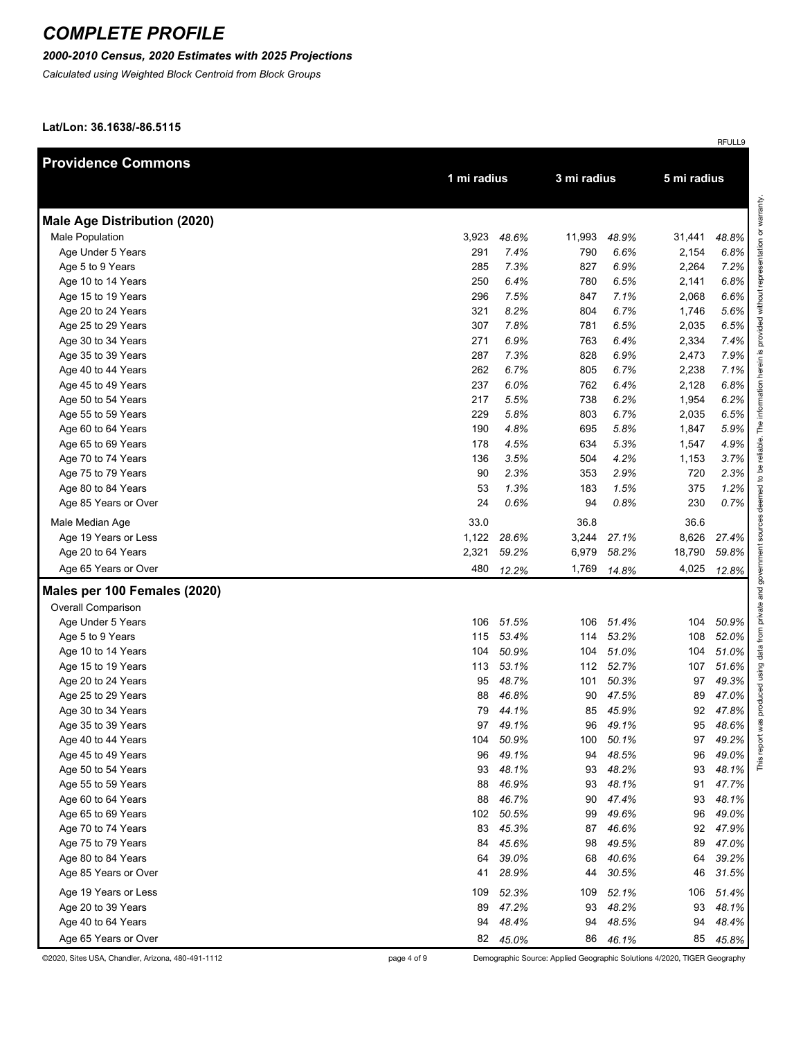# COMPLETE PROFILE

*2000-2010 Census, 2020 Estimates with 2025 Projections*

*Calculated using Weighted Block Centroid from Block Groups*

**Lat/Lon: 36.1638/-86.5115**

RFULL9

| Providence Commons | 1 mi radius | | 3 mi radius | | 5 mi radius | |
|---|---|---|---|---|---|---|
| **Male Age Distribution (2020)** | | | | | | |
| Male Population | 3,923 | *48.6%* | 11,993 | *48.9%* | 31,441 | *48.8%* |
| Age Under 5 Years | 291 | *7.4%* | 790 | *6.6%* | 2,154 | *6.8%* |
| Age 5 to 9 Years | 285 | *7.3%* | 827 | *6.9%* | 2,264 | *7.2%* |
| Age 10 to 14 Years | 250 | *6.4%* | 780 | *6.5%* | 2,141 | *6.8%* |
| Age 15 to 19 Years | 296 | *7.5%* | 847 | *7.1%* | 2,068 | *6.6%* |
| Age 20 to 24 Years | 321 | *8.2%* | 804 | *6.7%* | 1,746 | *5.6%* |
| Age 25 to 29 Years | 307 | *7.8%* | 781 | *6.5%* | 2,035 | *6.5%* |
| Age 30 to 34 Years | 271 | *6.9%* | 763 | *6.4%* | 2,334 | *7.4%* |
| Age 35 to 39 Years | 287 | *7.3%* | 828 | *6.9%* | 2,473 | *7.9%* |
| Age 40 to 44 Years | 262 | *6.7%* | 805 | *6.7%* | 2,238 | *7.1%* |
| Age 45 to 49 Years | 237 | *6.0%* | 762 | *6.4%* | 2,128 | *6.8%* |
| Age 50 to 54 Years | 217 | *5.5%* | 738 | *6.2%* | 1,954 | *6.2%* |
| Age 55 to 59 Years | 229 | *5.8%* | 803 | *6.7%* | 2,035 | *6.5%* |
| Age 60 to 64 Years | 190 | *4.8%* | 695 | *5.8%* | 1,847 | *5.9%* |
| Age 65 to 69 Years | 178 | *4.5%* | 634 | *5.3%* | 1,547 | *4.9%* |
| Age 70 to 74 Years | 136 | *3.5%* | 504 | *4.2%* | 1,153 | *3.7%* |
| Age 75 to 79 Years | 90 | *2.3%* | 353 | *2.9%* | 720 | *2.3%* |
| Age 80 to 84 Years | 53 | *1.3%* | 183 | *1.5%* | 375 | *1.2%* |
| Age 85 Years or Over | 24 | *0.6%* | 94 | *0.8%* | 230 | *0.7%* |
| Male Median Age | 33.0 | | 36.8 | | 36.6 | |
| Age 19 Years or Less | 1,122 | *28.6%* | 3,244 | *27.1%* | 8,626 | *27.4%* |
| Age 20 to 64 Years | 2,321 | *59.2%* | 6,979 | *58.2%* | 18,790 | *59.8%* |
| Age 65 Years or Over | 480 | *12.2%* | 1,769 | *14.8%* | 4,025 | *12.8%* |
| **Males per 100 Females (2020)** | | | | | | |
| Overall Comparison | | | | | | |
| Age Under 5 Years | 106 | *51.5%* | 106 | *51.4%* | 104 | *50.9%* |
| Age 5 to 9 Years | 115 | *53.4%* | 114 | *53.2%* | 108 | *52.0%* |
| Age 10 to 14 Years | 104 | *50.9%* | 104 | *51.0%* | 104 | *51.0%* |
| Age 15 to 19 Years | 113 | *53.1%* | 112 | *52.7%* | 107 | *51.6%* |
| Age 20 to 24 Years | 95 | *48.7%* | 101 | *50.3%* | 97 | *49.3%* |
| Age 25 to 29 Years | 88 | *46.8%* | 90 | *47.5%* | 89 | *47.0%* |
| Age 30 to 34 Years | 79 | *44.1%* | 85 | *45.9%* | 92 | *47.8%* |
| Age 35 to 39 Years | 97 | *49.1%* | 96 | *49.1%* | 95 | *48.6%* |
| Age 40 to 44 Years | 104 | *50.9%* | 100 | *50.1%* | 97 | *49.2%* |
| Age 45 to 49 Years | 96 | *49.1%* | 94 | *48.5%* | 96 | *49.0%* |
| Age 50 to 54 Years | 93 | *48.1%* | 93 | *48.2%* | 93 | *48.1%* |
| Age 55 to 59 Years | 88 | *46.9%* | 93 | *48.1%* | 91 | *47.7%* |
| Age 60 to 64 Years | 88 | *46.7%* | 90 | *47.4%* | 93 | *48.1%* |
| Age 65 to 69 Years | 102 | *50.5%* | 99 | *49.6%* | 96 | *49.0%* |
| Age 70 to 74 Years | 83 | *45.3%* | 87 | *46.6%* | 92 | *47.9%* |
| Age 75 to 79 Years | 84 | *45.6%* | 98 | *49.5%* | 89 | *47.0%* |
| Age 80 to 84 Years | 64 | *39.0%* | 68 | *40.6%* | 64 | *39.2%* |
| Age 85 Years or Over | 41 | *28.9%* | 44 | *30.5%* | 46 | *31.5%* |
| Age 19 Years or Less | 109 | *52.3%* | 109 | *52.1%* | 106 | *51.4%* |
| Age 20 to 39 Years | 89 | *47.2%* | 93 | *48.2%* | 93 | *48.1%* |
| Age 40 to 64 Years | 94 | *48.4%* | 94 | *48.5%* | 94 | *48.4%* |
| Age 65 Years or Over | 82 | *45.0%* | 86 | *46.1%* | 85 | *45.8%* |

This report was produced using data from private and government sources deemed to be reliable. The information herein is provided without representation or warranty.

©2020, Sites USA, Chandler, Arizona, 480-491-1112

Demographic Source: Applied Geographic Solutions 4/2020, TIGER Geography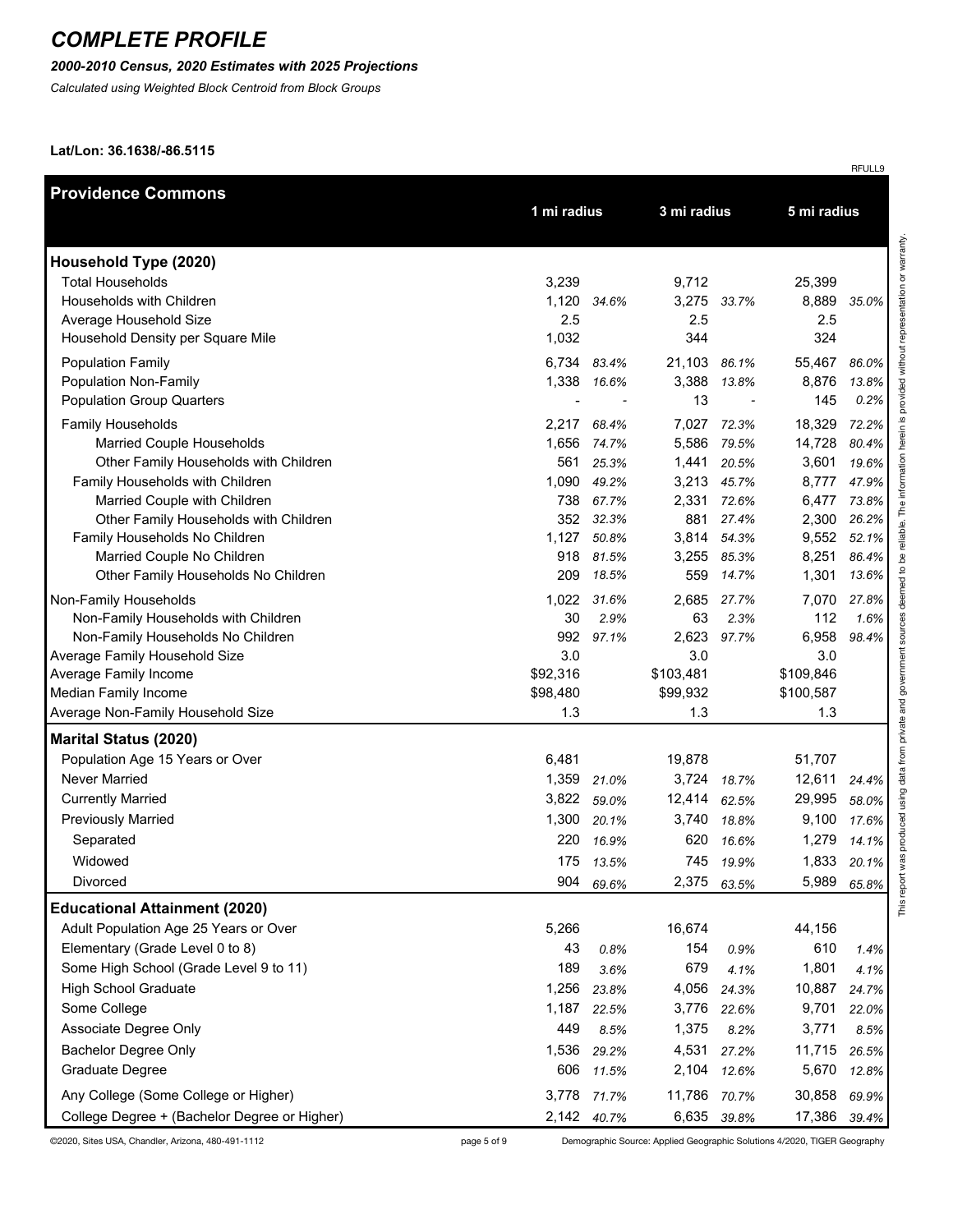# COMPLETE PROFILE

***2000-2010 Census, 2020 Estimates with 2025 Projections***

*Calculated using Weighted Block Centroid from Block Groups*

**Lat/Lon: 36.1638/-86.5115**

RFULL9

| Providence Commons | 1 mi radius | | 3 mi radius | | 5 mi radius | |
|---|---|---|---|---|---|---|
| **Household Type (2020)** | | | | | | |
| Total Households | 3,239 | | 9,712 | | 25,399 | |
| Households with Children | 1,120 | *34.6%* | 3,275 | *33.7%* | 8,889 | *35.0%* |
| Average Household Size | 2.5 | | 2.5 | | 2.5 | |
| Household Density per Square Mile | 1,032 | | 344 | | 324 | |
| Population Family | 6,734 | *83.4%* | 21,103 | *86.1%* | 55,467 | *86.0%* |
| Population Non-Family | 1,338 | *16.6%* | 3,388 | *13.8%* | 8,876 | *13.8%* |
| Population Group Quarters | - | - | 13 | - | 145 | *0.2%* |
| Family Households | 2,217 | *68.4%* | 7,027 | *72.3%* | 18,329 | *72.2%* |
| Married Couple Households | 1,656 | *74.7%* | 5,586 | *79.5%* | 14,728 | *80.4%* |
| Other Family Households with Children | 561 | *25.3%* | 1,441 | *20.5%* | 3,601 | *19.6%* |
| Family Households with Children | 1,090 | *49.2%* | 3,213 | *45.7%* | 8,777 | *47.9%* |
| Married Couple with Children | 738 | *67.7%* | 2,331 | *72.6%* | 6,477 | *73.8%* |
| Other Family Households with Children | 352 | *32.3%* | 881 | *27.4%* | 2,300 | *26.2%* |
| Family Households No Children | 1,127 | *50.8%* | 3,814 | *54.3%* | 9,552 | *52.1%* |
| Married Couple No Children | 918 | *81.5%* | 3,255 | *85.3%* | 8,251 | *86.4%* |
| Other Family Households No Children | 209 | *18.5%* | 559 | *14.7%* | 1,301 | *13.6%* |
| Non-Family Households | 1,022 | *31.6%* | 2,685 | *27.7%* | 7,070 | *27.8%* |
| Non-Family Households with Children | 30 | *2.9%* | 63 | *2.3%* | 112 | *1.6%* |
| Non-Family Households No Children | 992 | *97.1%* | 2,623 | *97.7%* | 6,958 | *98.4%* |
| Average Family Household Size | 3.0 | | 3.0 | | 3.0 | |
| Average Family Income | $92,316 | | $103,481 | | $109,846 | |
| Median Family Income | $98,480 | | $99,932 | | $100,587 | |
| Average Non-Family Household Size | 1.3 | | 1.3 | | 1.3 | |
| **Marital Status (2020)** | | | | | | |
| Population Age 15 Years or Over | 6,481 | | 19,878 | | 51,707 | |
| Never Married | 1,359 | *21.0%* | 3,724 | *18.7%* | 12,611 | *24.4%* |
| Currently Married | 3,822 | *59.0%* | 12,414 | *62.5%* | 29,995 | *58.0%* |
| Previously Married | 1,300 | *20.1%* | 3,740 | *18.8%* | 9,100 | *17.6%* |
| Separated | 220 | *16.9%* | 620 | *16.6%* | 1,279 | *14.1%* |
| Widowed | 175 | *13.5%* | 745 | *19.9%* | 1,833 | *20.1%* |
| Divorced | 904 | *69.6%* | 2,375 | *63.5%* | 5,989 | *65.8%* |
| **Educational Attainment (2020)** | | | | | | |
| Adult Population Age 25 Years or Over | 5,266 | | 16,674 | | 44,156 | |
| Elementary (Grade Level 0 to 8) | 43 | *0.8%* | 154 | *0.9%* | 610 | *1.4%* |
| Some High School (Grade Level 9 to 11) | 189 | *3.6%* | 679 | *4.1%* | 1,801 | *4.1%* |
| High School Graduate | 1,256 | *23.8%* | 4,056 | *24.3%* | 10,887 | *24.7%* |
| Some College | 1,187 | *22.5%* | 3,776 | *22.6%* | 9,701 | *22.0%* |
| Associate Degree Only | 449 | *8.5%* | 1,375 | *8.2%* | 3,771 | *8.5%* |
| Bachelor Degree Only | 1,536 | *29.2%* | 4,531 | *27.2%* | 11,715 | *26.5%* |
| Graduate Degree | 606 | *11.5%* | 2,104 | *12.6%* | 5,670 | *12.8%* |
| Any College (Some College or Higher) | 3,778 | *71.7%* | 11,786 | *70.7%* | 30,858 | *69.9%* |
| College Degree + (Bachelor Degree or Higher) | 2,142 | *40.7%* | 6,635 | *39.8%* | 17,386 | *39.4%* |

This report was produced using data from private and government sources deemed to be reliable. The information herein is provided without representation or warranty.

©2020, Sites USA, Chandler, Arizona, 480-491-1112

Demographic Source: Applied Geographic Solutions 4/2020, TIGER Geography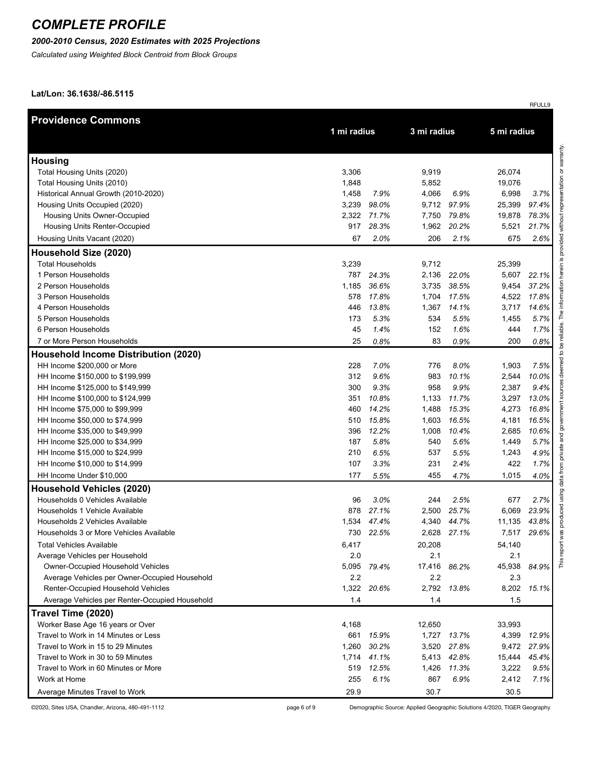# COMPLETE PROFILE

***2000-2010 Census, 2020 Estimates with 2025 Projections***

*Calculated using Weighted Block Centroid from Block Groups*

**Lat/Lon: 36.1638/-86.5115**

RFULL9

| Providence Commons | 1 mi radius | | 3 mi radius | | 5 mi radius | |
|---|---|---|---|---|---|---|
| **Housing** | | | | | | |
| Total Housing Units (2020) | 3,306 | | 9,919 | | 26,074 | |
| Total Housing Units (2010) | 1,848 | | 5,852 | | 19,076 | |
| Historical Annual Growth (2010-2020) | 1,458 | *7.9%* | 4,066 | *6.9%* | 6,998 | *3.7%* |
| Housing Units Occupied (2020) | 3,239 | *98.0%* | 9,712 | *97.9%* | 25,399 | *97.4%* |
| Housing Units Owner-Occupied | 2,322 | *71.7%* | 7,750 | *79.8%* | 19,878 | *78.3%* |
| Housing Units Renter-Occupied | 917 | *28.3%* | 1,962 | *20.2%* | 5,521 | *21.7%* |
| Housing Units Vacant (2020) | 67 | *2.0%* | 206 | *2.1%* | 675 | *2.6%* |
| **Household Size (2020)** | | | | | | |
| Total Households | 3,239 | | 9,712 | | 25,399 | |
| 1 Person Households | 787 | *24.3%* | 2,136 | *22.0%* | 5,607 | *22.1%* |
| 2 Person Households | 1,185 | *36.6%* | 3,735 | *38.5%* | 9,454 | *37.2%* |
| 3 Person Households | 578 | *17.8%* | 1,704 | *17.5%* | 4,522 | *17.8%* |
| 4 Person Households | 446 | *13.8%* | 1,367 | *14.1%* | 3,717 | *14.6%* |
| 5 Person Households | 173 | *5.3%* | 534 | *5.5%* | 1,455 | *5.7%* |
| 6 Person Households | 45 | *1.4%* | 152 | *1.6%* | 444 | *1.7%* |
| 7 or More Person Households | 25 | *0.8%* | 83 | *0.9%* | 200 | *0.8%* |
| **Household Income Distribution (2020)** | | | | | | |
| HH Income $200,000 or More | 228 | *7.0%* | 776 | *8.0%* | 1,903 | *7.5%* |
| HH Income $150,000 to $199,999 | 312 | *9.6%* | 983 | *10.1%* | 2,544 | *10.0%* |
| HH Income $125,000 to $149,999 | 300 | *9.3%* | 958 | *9.9%* | 2,387 | *9.4%* |
| HH Income $100,000 to $124,999 | 351 | *10.8%* | 1,133 | *11.7%* | 3,297 | *13.0%* |
| HH Income $75,000 to $99,999 | 460 | *14.2%* | 1,488 | *15.3%* | 4,273 | *16.8%* |
| HH Income $50,000 to $74,999 | 510 | *15.8%* | 1,603 | *16.5%* | 4,181 | *16.5%* |
| HH Income $35,000 to $49,999 | 396 | *12.2%* | 1,008 | *10.4%* | 2,685 | *10.6%* |
| HH Income $25,000 to $34,999 | 187 | *5.8%* | 540 | *5.6%* | 1,449 | *5.7%* |
| HH Income $15,000 to $24,999 | 210 | *6.5%* | 537 | *5.5%* | 1,243 | *4.9%* |
| HH Income $10,000 to $14,999 | 107 | *3.3%* | 231 | *2.4%* | 422 | *1.7%* |
| HH Income Under $10,000 | 177 | *5.5%* | 455 | *4.7%* | 1,015 | *4.0%* |
| **Household Vehicles (2020)** | | | | | | |
| Households 0 Vehicles Available | 96 | *3.0%* | 244 | *2.5%* | 677 | *2.7%* |
| Households 1 Vehicle Available | 878 | *27.1%* | 2,500 | *25.7%* | 6,069 | *23.9%* |
| Households 2 Vehicles Available | 1,534 | *47.4%* | 4,340 | *44.7%* | 11,135 | *43.8%* |
| Households 3 or More Vehicles Available | 730 | *22.5%* | 2,628 | *27.1%* | 7,517 | *29.6%* |
| Total Vehicles Available | 6,417 | | 20,208 | | 54,140 | |
| Average Vehicles per Household | 2.0 | | 2.1 | | 2.1 | |
| Owner-Occupied Household Vehicles | 5,095 | *79.4%* | 17,416 | *86.2%* | 45,938 | *84.9%* |
| Average Vehicles per Owner-Occupied Household | 2.2 | | 2.2 | | 2.3 | |
| Renter-Occupied Household Vehicles | 1,322 | *20.6%* | 2,792 | *13.8%* | 8,202 | *15.1%* |
| Average Vehicles per Renter-Occupied Household | 1.4 | | 1.4 | | 1.5 | |
| **Travel Time (2020)** | | | | | | |
| Worker Base Age 16 years or Over | 4,168 | | 12,650 | | 33,993 | |
| Travel to Work in 14 Minutes or Less | 661 | *15.9%* | 1,727 | *13.7%* | 4,399 | *12.9%* |
| Travel to Work in 15 to 29 Minutes | 1,260 | *30.2%* | 3,520 | *27.8%* | 9,472 | *27.9%* |
| Travel to Work in 30 to 59 Minutes | 1,714 | *41.1%* | 5,413 | *42.8%* | 15,444 | *45.4%* |
| Travel to Work in 60 Minutes or More | 519 | *12.5%* | 1,426 | *11.3%* | 3,222 | *9.5%* |
| Work at Home | 255 | *6.1%* | 867 | *6.9%* | 2,412 | *7.1%* |
| Average Minutes Travel to Work | 29.9 | | 30.7 | | 30.5 | |

This report was produced using data from private and government sources deemed to be reliable. The information herein is provided without representation or warranty.

©2020, Sites USA, Chandler, Arizona, 480-491-1112

Demographic Source: Applied Geographic Solutions 4/2020, TIGER Geography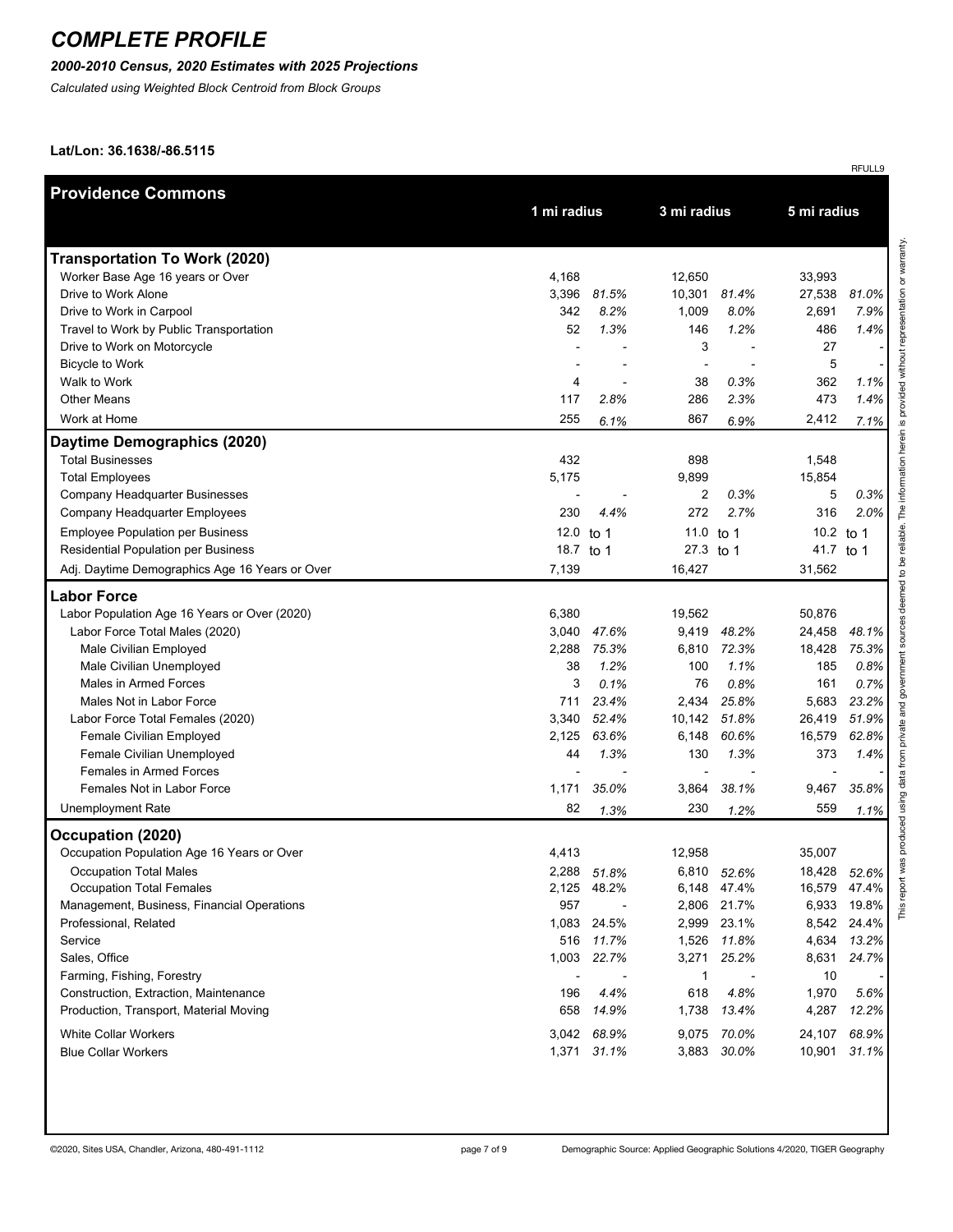# COMPLETE PROFILE

***2000-2010 Census, 2020 Estimates with 2025 Projections***

*Calculated using Weighted Block Centroid from Block Groups*

**Lat/Lon: 36.1638/-86.5115**

RFULL9

| Providence Commons | 1 mi radius | | 3 mi radius | | 5 mi radius | |
|---|---|---|---|---|---|---|
| **Transportation To Work (2020)** | | | | | | |
| Worker Base Age 16 years or Over | 4,168 | | 12,650 | | 33,993 | |
| Drive to Work Alone | 3,396 | *81.5%* | 10,301 | *81.4%* | 27,538 | *81.0%* |
| Drive to Work in Carpool | 342 | *8.2%* | 1,009 | *8.0%* | 2,691 | *7.9%* |
| Travel to Work by Public Transportation | 52 | *1.3%* | 146 | *1.2%* | 486 | *1.4%* |
| Drive to Work on Motorcycle | - | - | 3 | - | 27 | - |
| Bicycle to Work | - | - | - | - | 5 | - |
| Walk to Work | 4 | - | 38 | *0.3%* | 362 | *1.1%* |
| Other Means | 117 | *2.8%* | 286 | *2.3%* | 473 | *1.4%* |
| Work at Home | 255 | *6.1%* | 867 | *6.9%* | 2,412 | *7.1%* |
| **Daytime Demographics (2020)** | | | | | | |
| Total Businesses | 432 | | 898 | | 1,548 | |
| Total Employees | 5,175 | | 9,899 | | 15,854 | |
| Company Headquarter Businesses | - | - | 2 | *0.3%* | 5 | *0.3%* |
| Company Headquarter Employees | 230 | *4.4%* | 272 | *2.7%* | 316 | *2.0%* |
| Employee Population per Business | 12.0 | to 1 | 11.0 | to 1 | 10.2 | to 1 |
| Residential Population per Business | 18.7 | to 1 | 27.3 | to 1 | 41.7 | to 1 |
| Adj. Daytime Demographics Age 16 Years or Over | 7,139 | | 16,427 | | 31,562 | |
| **Labor Force** | | | | | | |
| Labor Population Age 16 Years or Over (2020) | 6,380 | | 19,562 | | 50,876 | |
| Labor Force Total Males (2020) | 3,040 | *47.6%* | 9,419 | *48.2%* | 24,458 | *48.1%* |
| Male Civilian Employed | 2,288 | *75.3%* | 6,810 | *72.3%* | 18,428 | *75.3%* |
| Male Civilian Unemployed | 38 | *1.2%* | 100 | *1.1%* | 185 | *0.8%* |
| Males in Armed Forces | 3 | *0.1%* | 76 | *0.8%* | 161 | *0.7%* |
| Males Not in Labor Force | 711 | *23.4%* | 2,434 | *25.8%* | 5,683 | *23.2%* |
| Labor Force Total Females (2020) | 3,340 | *52.4%* | 10,142 | *51.8%* | 26,419 | *51.9%* |
| Female Civilian Employed | 2,125 | *63.6%* | 6,148 | *60.6%* | 16,579 | *62.8%* |
| Female Civilian Unemployed | 44 | *1.3%* | 130 | *1.3%* | 373 | *1.4%* |
| Females in Armed Forces | - | - | - | - | - | - |
| Females Not in Labor Force | 1,171 | *35.0%* | 3,864 | *38.1%* | 9,467 | *35.8%* |
| Unemployment Rate | 82 | *1.3%* | 230 | *1.2%* | 559 | *1.1%* |
| **Occupation (2020)** | | | | | | |
| Occupation Population Age 16 Years or Over | 4,413 | | 12,958 | | 35,007 | |
| Occupation Total Males | 2,288 | *51.8%* | 6,810 | *52.6%* | 18,428 | *52.6%* |
| Occupation Total Females | 2,125 | 48.2% | 6,148 | 47.4% | 16,579 | 47.4% |
| Management, Business, Financial Operations | 957 | - | 2,806 | 21.7% | 6,933 | 19.8% |
| Professional, Related | 1,083 | 24.5% | 2,999 | 23.1% | 8,542 | 24.4% |
| Service | 516 | *11.7%* | 1,526 | *11.8%* | 4,634 | *13.2%* |
| Sales, Office | 1,003 | *22.7%* | 3,271 | *25.2%* | 8,631 | *24.7%* |
| Farming, Fishing, Forestry | - | - | 1 | - | 10 | - |
| Construction, Extraction, Maintenance | 196 | *4.4%* | 618 | *4.8%* | 1,970 | *5.6%* |
| Production, Transport, Material Moving | 658 | *14.9%* | 1,738 | *13.4%* | 4,287 | *12.2%* |
| White Collar Workers | 3,042 | *68.9%* | 9,075 | *70.0%* | 24,107 | *68.9%* |
| Blue Collar Workers | 1,371 | *31.1%* | 3,883 | *30.0%* | 10,901 | *31.1%* |

This report was produced using data from private and government sources deemed to be reliable. The information herein is provided without representation or warranty.

©2020, Sites USA, Chandler, Arizona, 480-491-1112

Demographic Source: Applied Geographic Solutions 4/2020, TIGER Geography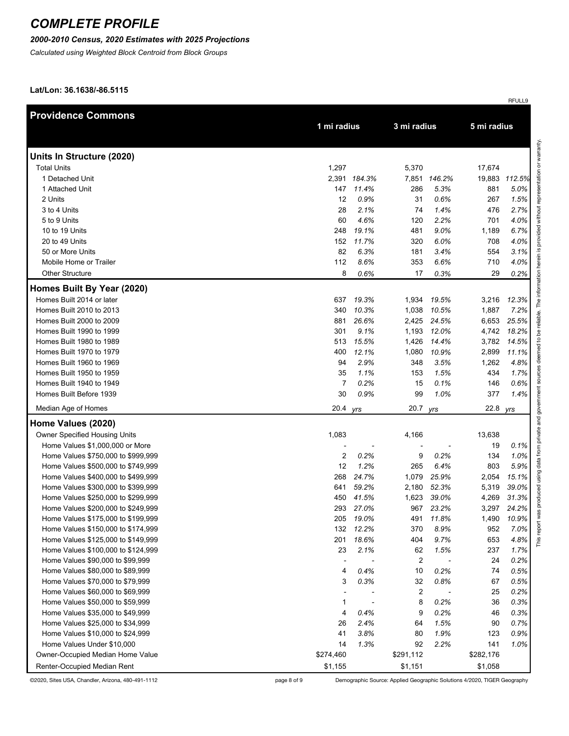# COMPLETE PROFILE

***2000-2010 Census, 2020 Estimates with 2025 Projections***

*Calculated using Weighted Block Centroid from Block Groups*

**Lat/Lon: 36.1638/-86.5115**

RFULL9

| Providence Commons | 1 mi radius | | 3 mi radius | | 5 mi radius | |
|---|---|---|---|---|---|---|
| **Units In Structure (2020)** | | | | | | |
| Total Units | 1,297 | | 5,370 | | 17,674 | |
| 1 Detached Unit | 2,391 | *184.3%* | 7,851 | *146.2%* | 19,883 | *112.5%* |
| 1 Attached Unit | 147 | *11.4%* | 286 | *5.3%* | 881 | *5.0%* |
| 2 Units | 12 | *0.9%* | 31 | *0.6%* | 267 | *1.5%* |
| 3 to 4 Units | 28 | *2.1%* | 74 | *1.4%* | 476 | *2.7%* |
| 5 to 9 Units | 60 | *4.6%* | 120 | *2.2%* | 701 | *4.0%* |
| 10 to 19 Units | 248 | *19.1%* | 481 | *9.0%* | 1,189 | *6.7%* |
| 20 to 49 Units | 152 | *11.7%* | 320 | *6.0%* | 708 | *4.0%* |
| 50 or More Units | 82 | *6.3%* | 181 | *3.4%* | 554 | *3.1%* |
| Mobile Home or Trailer | 112 | *8.6%* | 353 | *6.6%* | 710 | *4.0%* |
| Other Structure | 8 | *0.6%* | 17 | *0.3%* | 29 | *0.2%* |
| **Homes Built By Year (2020)** | | | | | | |
| Homes Built 2014 or later | 637 | *19.3%* | 1,934 | *19.5%* | 3,216 | *12.3%* |
| Homes Built 2010 to 2013 | 340 | *10.3%* | 1,038 | *10.5%* | 1,887 | *7.2%* |
| Homes Built 2000 to 2009 | 881 | *26.6%* | 2,425 | *24.5%* | 6,653 | *25.5%* |
| Homes Built 1990 to 1999 | 301 | *9.1%* | 1,193 | *12.0%* | 4,742 | *18.2%* |
| Homes Built 1980 to 1989 | 513 | *15.5%* | 1,426 | *14.4%* | 3,782 | *14.5%* |
| Homes Built 1970 to 1979 | 400 | *12.1%* | 1,080 | *10.9%* | 2,899 | *11.1%* |
| Homes Built 1960 to 1969 | 94 | *2.9%* | 348 | *3.5%* | 1,262 | *4.8%* |
| Homes Built 1950 to 1959 | 35 | *1.1%* | 153 | *1.5%* | 434 | *1.7%* |
| Homes Built 1940 to 1949 | 7 | *0.2%* | 15 | *0.1%* | 146 | *0.6%* |
| Homes Built Before 1939 | 30 | *0.9%* | 99 | *1.0%* | 377 | *1.4%* |
| Median Age of Homes | 20.4 | *yrs* | 20.7 | *yrs* | 22.8 | *yrs* |
| **Home Values (2020)** | | | | | | |
| Owner Specified Housing Units | 1,083 | | 4,166 | | 13,638 | |
| Home Values $1,000,000 or More | - | - | - | - | 19 | *0.1%* |
| Home Values $750,000 to $999,999 | 2 | *0.2%* | 9 | *0.2%* | 134 | *1.0%* |
| Home Values $500,000 to $749,999 | 12 | *1.2%* | 265 | *6.4%* | 803 | *5.9%* |
| Home Values $400,000 to $499,999 | 268 | *24.7%* | 1,079 | *25.9%* | 2,054 | *15.1%* |
| Home Values $300,000 to $399,999 | 641 | *59.2%* | 2,180 | *52.3%* | 5,319 | *39.0%* |
| Home Values $250,000 to $299,999 | 450 | *41.5%* | 1,623 | *39.0%* | 4,269 | *31.3%* |
| Home Values $200,000 to $249,999 | 293 | *27.0%* | 967 | *23.2%* | 3,297 | *24.2%* |
| Home Values $175,000 to $199,999 | 205 | *19.0%* | 491 | *11.8%* | 1,490 | *10.9%* |
| Home Values $150,000 to $174,999 | 132 | *12.2%* | 370 | *8.9%* | 952 | *7.0%* |
| Home Values $125,000 to $149,999 | 201 | *18.6%* | 404 | *9.7%* | 653 | *4.8%* |
| Home Values $100,000 to $124,999 | 23 | *2.1%* | 62 | *1.5%* | 237 | *1.7%* |
| Home Values $90,000 to $99,999 | - | - | 2 | - | 24 | *0.2%* |
| Home Values $80,000 to $89,999 | 4 | *0.4%* | 10 | *0.2%* | 74 | *0.5%* |
| Home Values $70,000 to $79,999 | 3 | *0.3%* | 32 | *0.8%* | 67 | *0.5%* |
| Home Values $60,000 to $69,999 | - | - | 2 | - | 25 | *0.2%* |
| Home Values $50,000 to $59,999 | 1 | - | 8 | *0.2%* | 36 | *0.3%* |
| Home Values $35,000 to $49,999 | 4 | *0.4%* | 9 | *0.2%* | 46 | *0.3%* |
| Home Values $25,000 to $34,999 | 26 | *2.4%* | 64 | *1.5%* | 90 | *0.7%* |
| Home Values $10,000 to $24,999 | 41 | *3.8%* | 80 | *1.9%* | 123 | *0.9%* |
| Home Values Under $10,000 | 14 | *1.3%* | 92 | *2.2%* | 141 | *1.0%* |
| Owner-Occupied Median Home Value | $274,460 | | $291,112 | | $282,176 | |
| Renter-Occupied Median Rent | $1,155 | | $1,151 | | $1,058 | |

This report was produced using data from private and government sources deemed to be reliable. The information herein is provided without representation or warranty.

©2020, Sites USA, Chandler, Arizona, 480-491-1112

Demographic Source: Applied Geographic Solutions 4/2020, TIGER Geography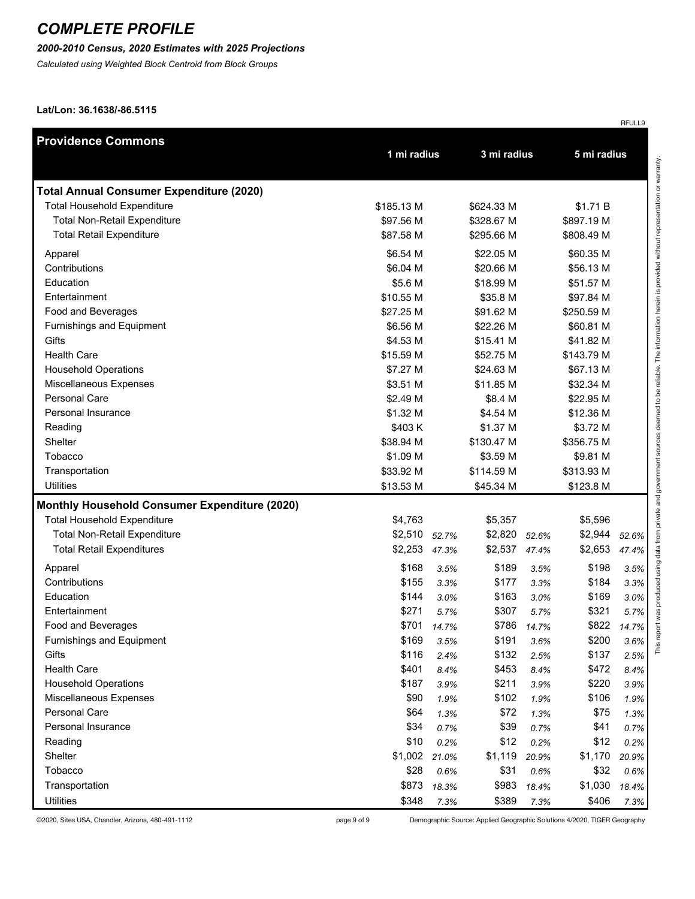# COMPLETE PROFILE

***2000-2010 Census, 2020 Estimates with 2025 Projections***

*Calculated using Weighted Block Centroid from Block Groups*

**Lat/Lon: 36.1638/-86.5115**

RFULL9

| Providence Commons | 1 mi radius | | 3 mi radius | | 5 mi radius | |
|---|---|---|---|---|---|---|
| **Total Annual Consumer Expenditure (2020)** | | | | | | |
| Total Household Expenditure | $185.13 M | | $624.33 M | | $1.71 B | |
| Total Non-Retail Expenditure | $97.56 M | | $328.67 M | | $897.19 M | |
| Total Retail Expenditure | $87.58 M | | $295.66 M | | $808.49 M | |
| Apparel | $6.54 M | | $22.05 M | | $60.35 M | |
| Contributions | $6.04 M | | $20.66 M | | $56.13 M | |
| Education | $5.6 M | | $18.99 M | | $51.57 M | |
| Entertainment | $10.55 M | | $35.8 M | | $97.84 M | |
| Food and Beverages | $27.25 M | | $91.62 M | | $250.59 M | |
| Furnishings and Equipment | $6.56 M | | $22.26 M | | $60.81 M | |
| Gifts | $4.53 M | | $15.41 M | | $41.82 M | |
| Health Care | $15.59 M | | $52.75 M | | $143.79 M | |
| Household Operations | $7.27 M | | $24.63 M | | $67.13 M | |
| Miscellaneous Expenses | $3.51 M | | $11.85 M | | $32.34 M | |
| Personal Care | $2.49 M | | $8.4 M | | $22.95 M | |
| Personal Insurance | $1.32 M | | $4.54 M | | $12.36 M | |
| Reading | $403 K | | $1.37 M | | $3.72 M | |
| Shelter | $38.94 M | | $130.47 M | | $356.75 M | |
| Tobacco | $1.09 M | | $3.59 M | | $9.81 M | |
| Transportation | $33.92 M | | $114.59 M | | $313.93 M | |
| Utilities | $13.53 M | | $45.34 M | | $123.8 M | |
| **Monthly Household Consumer Expenditure (2020)** | | | | | | |
| Total Household Expenditure | $4,763 | | $5,357 | | $5,596 | |
| Total Non-Retail Expenditure | $2,510 | *52.7%* | $2,820 | *52.6%* | $2,944 | *52.6%* |
| Total Retail Expenditures | $2,253 | *47.3%* | $2,537 | *47.4%* | $2,653 | *47.4%* |
| Apparel | $168 | *3.5%* | $189 | *3.5%* | $198 | *3.5%* |
| Contributions | $155 | *3.3%* | $177 | *3.3%* | $184 | *3.3%* |
| Education | $144 | *3.0%* | $163 | *3.0%* | $169 | *3.0%* |
| Entertainment | $271 | *5.7%* | $307 | *5.7%* | $321 | *5.7%* |
| Food and Beverages | $701 | *14.7%* | $786 | *14.7%* | $822 | *14.7%* |
| Furnishings and Equipment | $169 | *3.5%* | $191 | *3.6%* | $200 | *3.6%* |
| Gifts | $116 | *2.4%* | $132 | *2.5%* | $137 | *2.5%* |
| Health Care | $401 | *8.4%* | $453 | *8.4%* | $472 | *8.4%* |
| Household Operations | $187 | *3.9%* | $211 | *3.9%* | $220 | *3.9%* |
| Miscellaneous Expenses | $90 | *1.9%* | $102 | *1.9%* | $106 | *1.9%* |
| Personal Care | $64 | *1.3%* | $72 | *1.3%* | $75 | *1.3%* |
| Personal Insurance | $34 | *0.7%* | $39 | *0.7%* | $41 | *0.7%* |
| Reading | $10 | *0.2%* | $12 | *0.2%* | $12 | *0.2%* |
| Shelter | $1,002 | *21.0%* | $1,119 | *20.9%* | $1,170 | *20.9%* |
| Tobacco | $28 | *0.6%* | $31 | *0.6%* | $32 | *0.6%* |
| Transportation | $873 | *18.3%* | $983 | *18.4%* | $1,030 | *18.4%* |
| Utilities | $348 | *7.3%* | $389 | *7.3%* | $406 | *7.3%* |

This report was produced using data from private and government sources deemed to be reliable. The information herein is provided without representation or warranty.

©2020, Sites USA, Chandler, Arizona, 480-491-1112

Demographic Source: Applied Geographic Solutions 4/2020, TIGER Geography